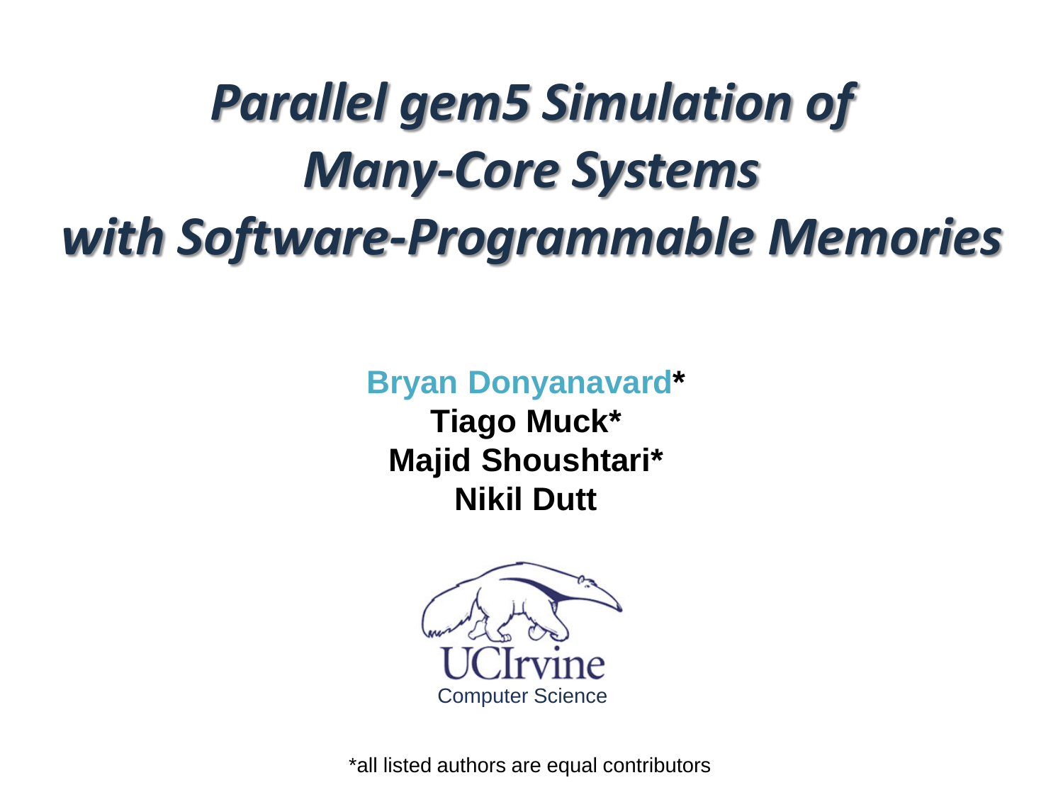# *Parallel gem5 Simulation of Many-Core Systems with Software-Programmable Memories*

**Bryan Donyanavard***
**Tiago Muck***
**Majid Shoushtari***
**Nikil Dutt**

UCIrvine
Computer Science

*all listed authors are equal contributors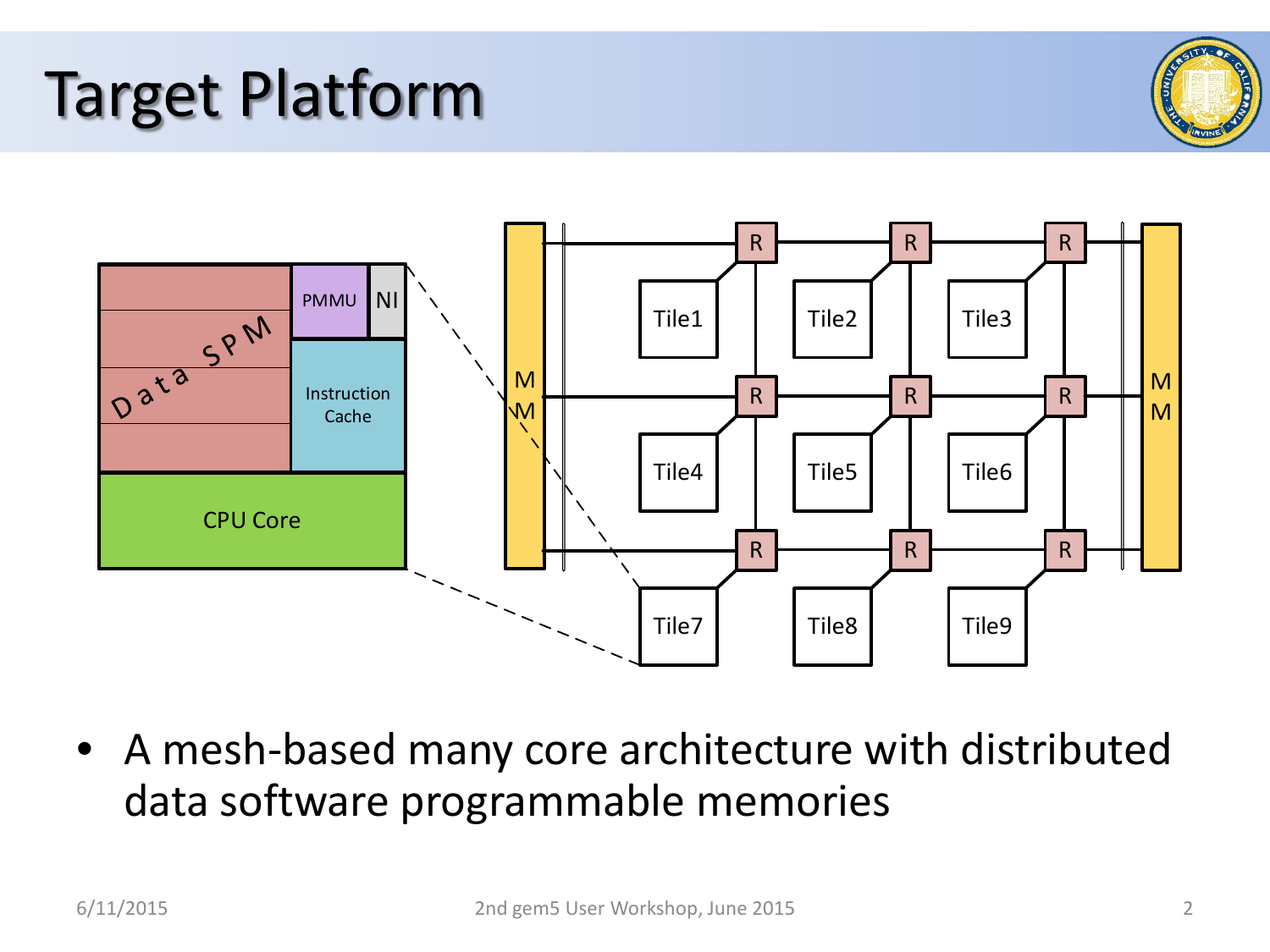# Target Platform

- A mesh-based many core architecture with distributed data software programmable memories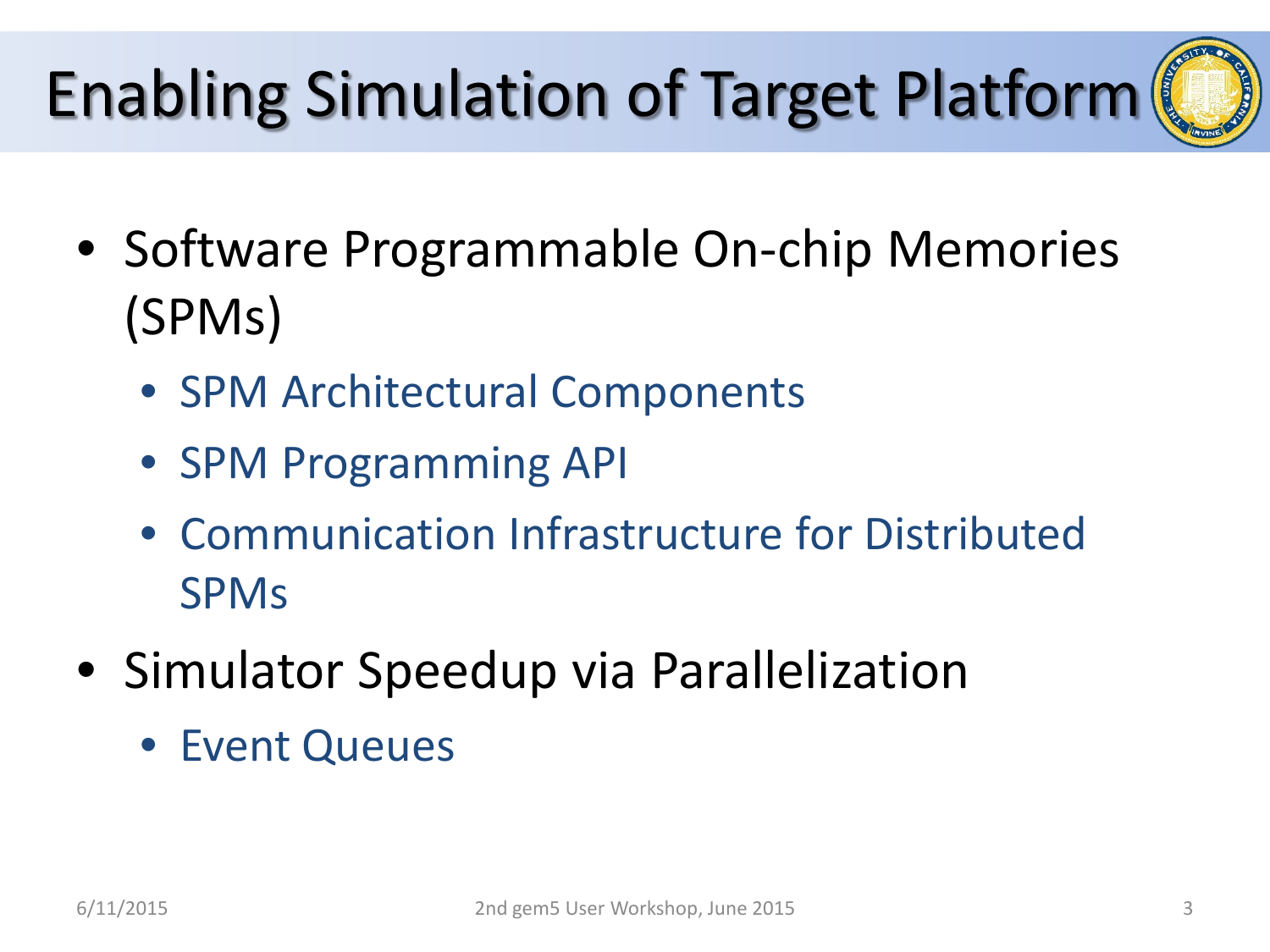# Enabling Simulation of Target Platform

- Software Programmable On-chip Memories (SPMs)
  - SPM Architectural Components
  - SPM Programming API
  - Communication Infrastructure for Distributed SPMs
- Simulator Speedup via Parallelization
  - Event Queues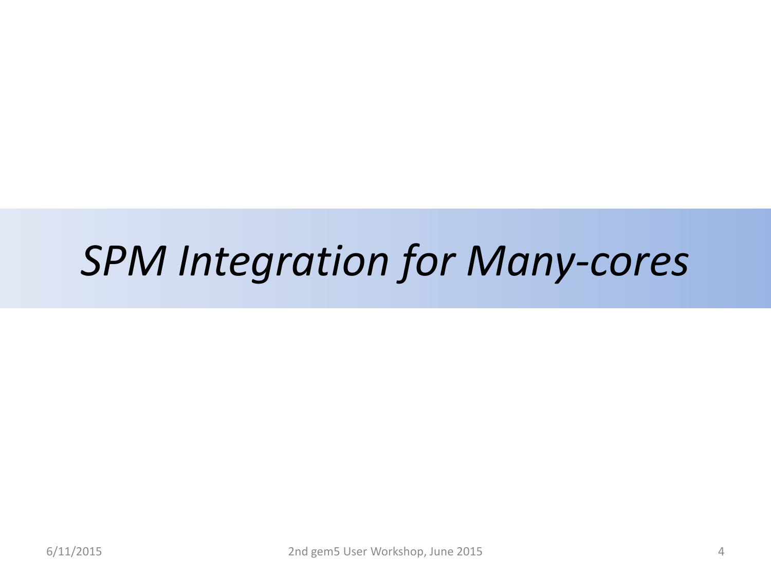# *SPM Integration for Many-cores*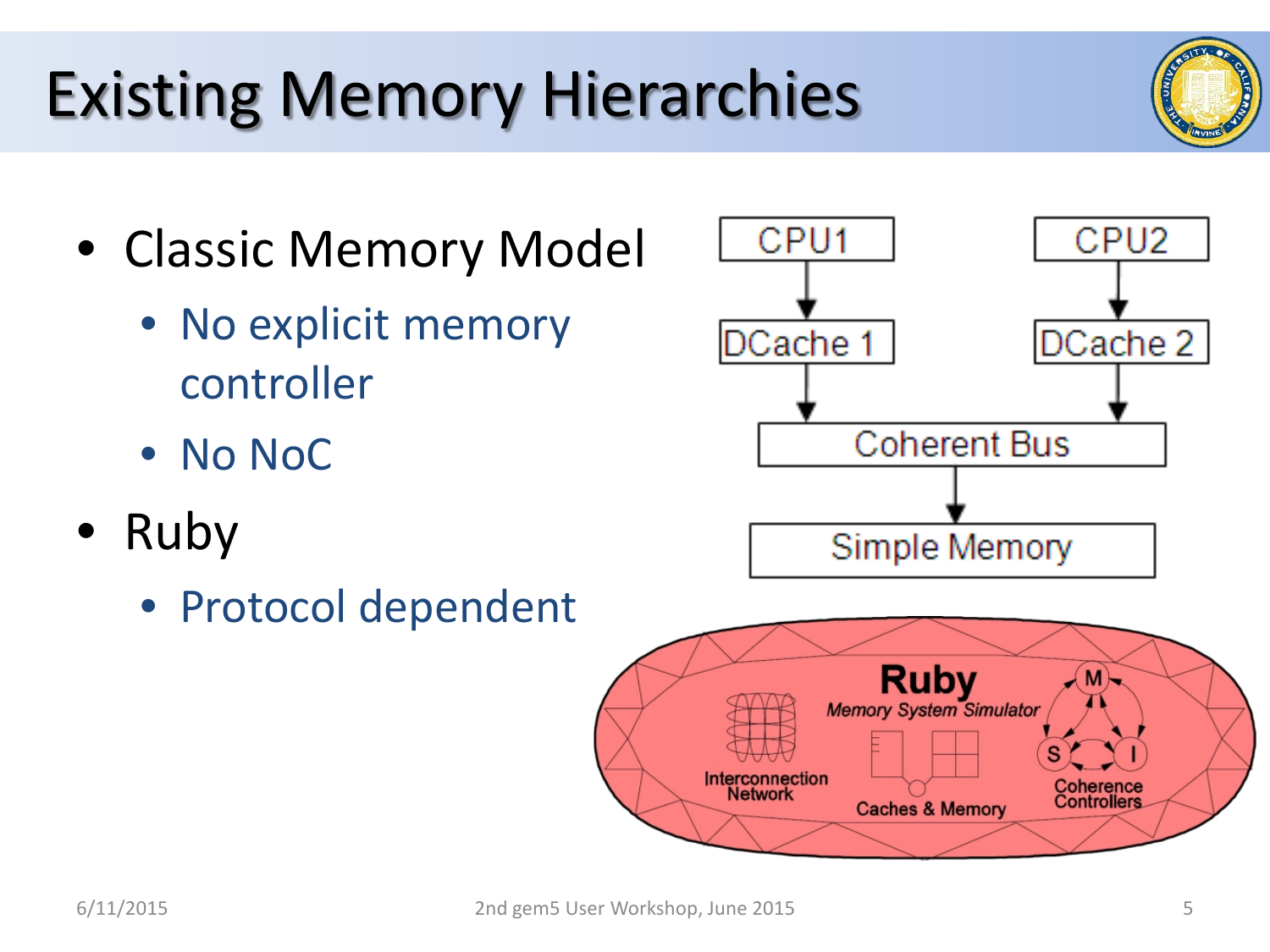# Existing Memory Hierarchies

- Classic Memory Model
  - No explicit memory controller
  - No NoC
- Ruby
  - Protocol dependent

CPU1 | CPU2

DCache 1 | DCache 2

Coherent Bus

Simple Memory

**Ruby**
*Memory System Simulator*

Interconnection Network

Caches & Memory

Coherence Controllers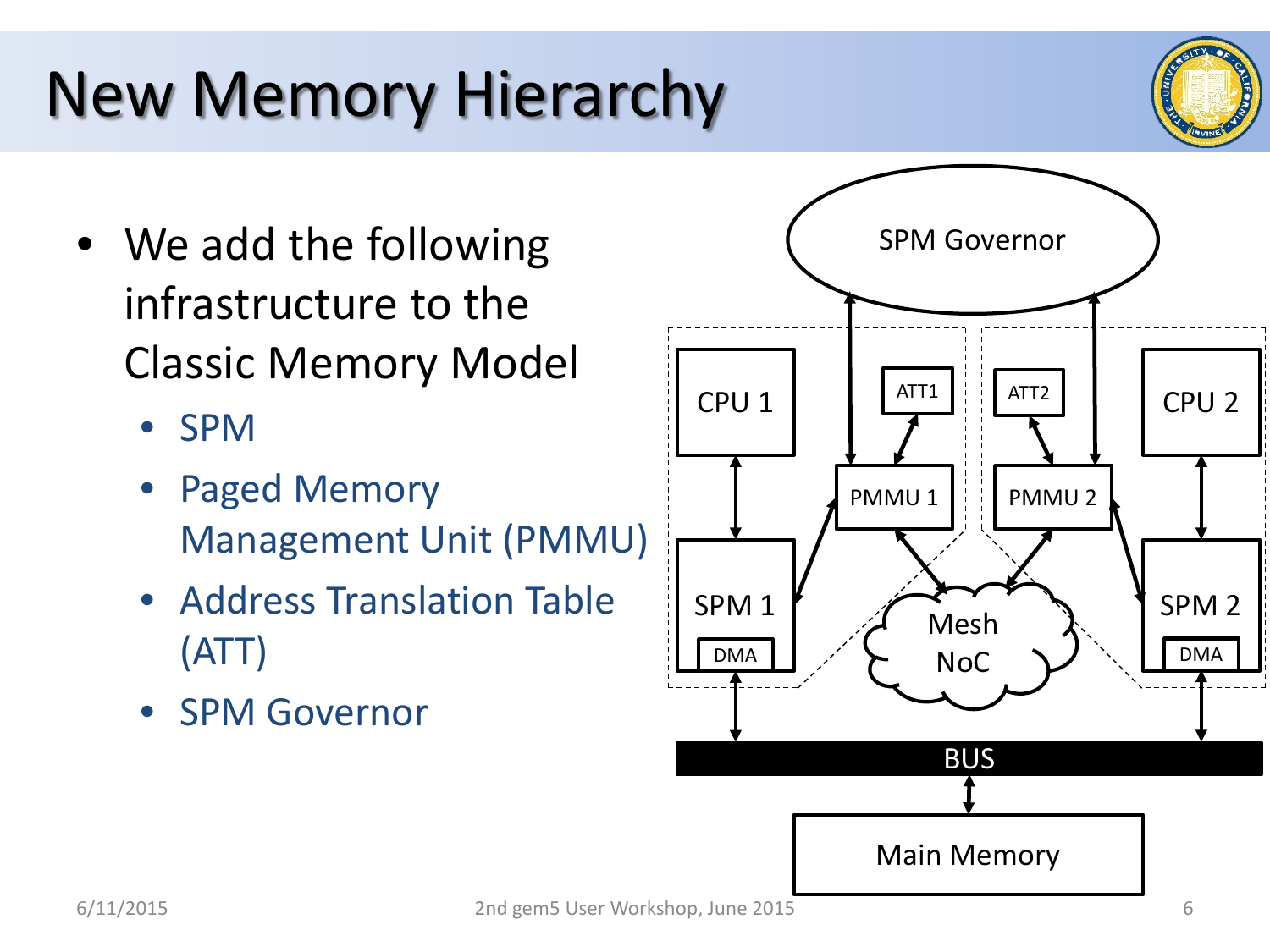# New Memory Hierarchy

- We add the following infrastructure to the Classic Memory Model
  - SPM
  - Paged Memory Management Unit (PMMU)
  - Address Translation Table (ATT)
  - SPM Governor

SPM Governor

CPU 1 | ATT1 | ATT2 | CPU 2

PMMU 1 | PMMU 2

SPM 1 | DMA | Mesh NoC | SPM 2 | DMA

BUS

Main Memory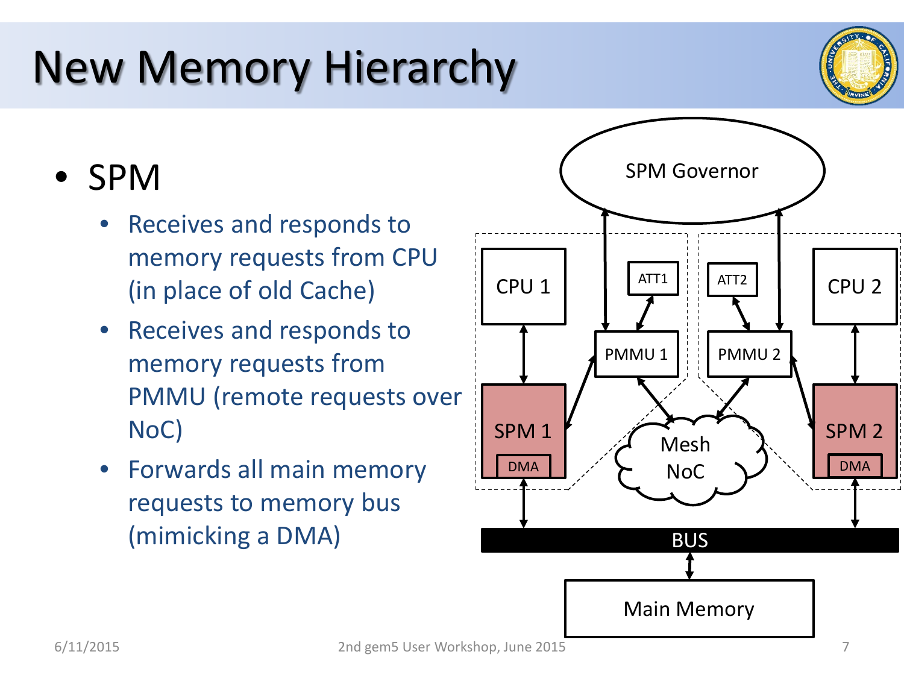# New Memory Hierarchy

- SPM
  - Receives and responds to memory requests from CPU (in place of old Cache)
  - Receives and responds to memory requests from PMMU (remote requests over NoC)
  - Forwards all main memory requests to memory bus (mimicking a DMA)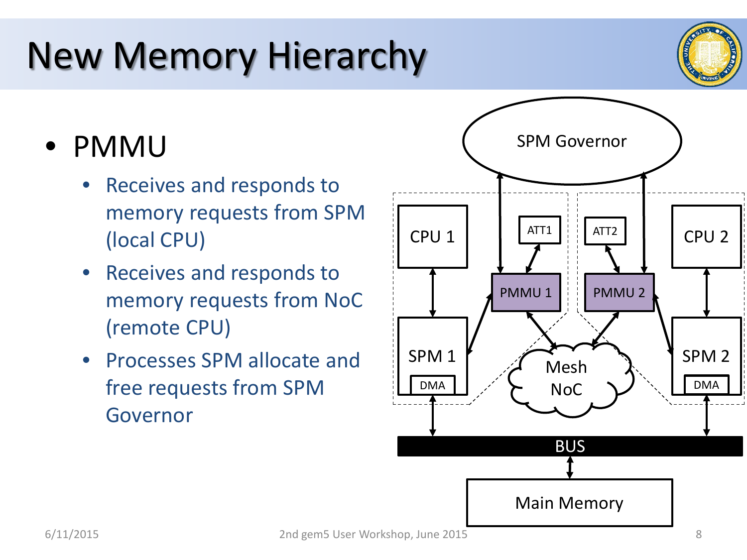# New Memory Hierarchy

- PMMU
  - Receives and responds to memory requests from SPM (local CPU)
  - Receives and responds to memory requests from NoC (remote CPU)
  - Processes SPM allocate and free requests from SPM Governor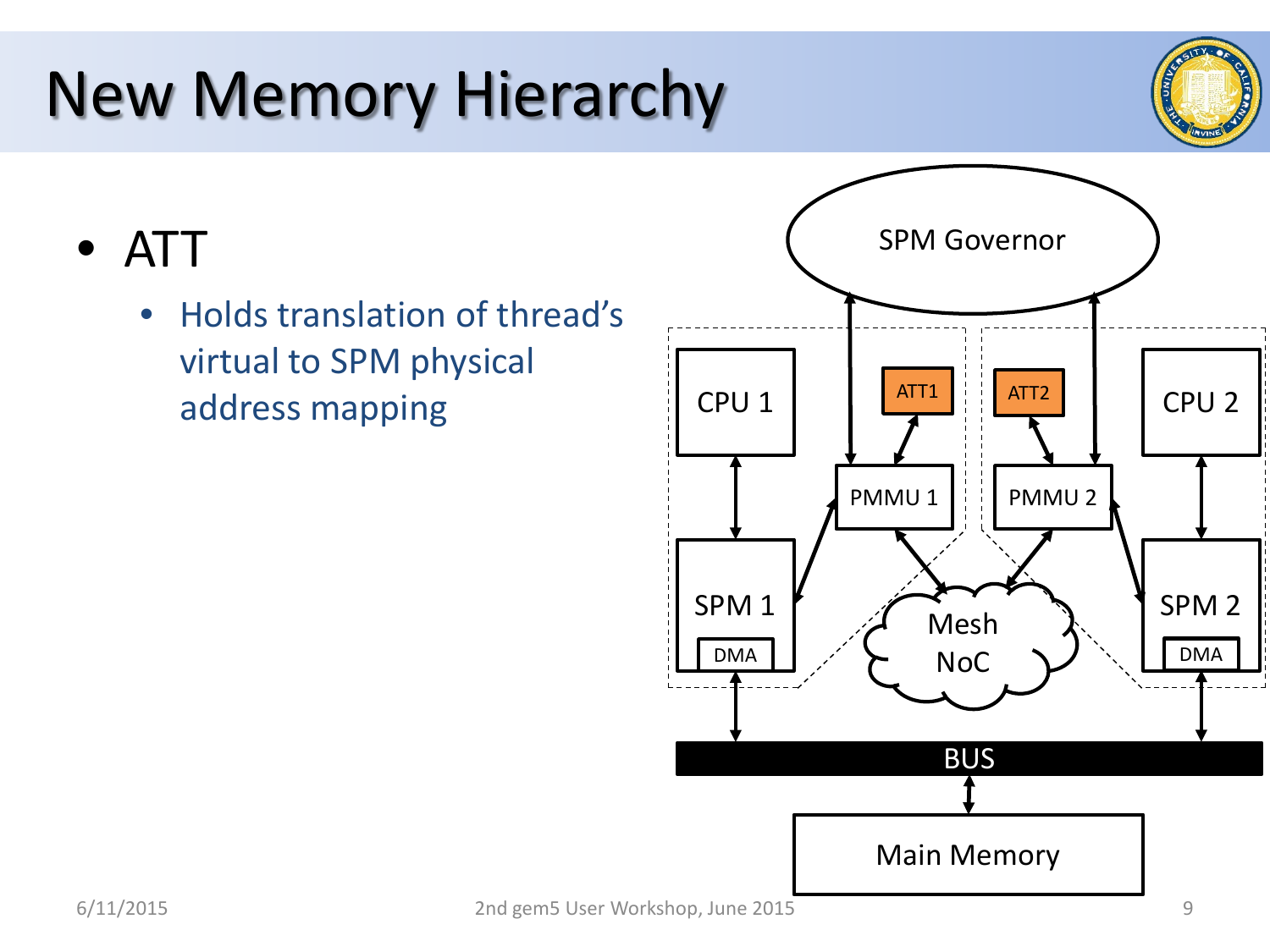# New Memory Hierarchy

- ATT
  - Holds translation of thread's virtual to SPM physical address mapping

SPM Governor

CPU 1 | ATT1 | ATT2 | CPU 2

PMMU 1 | PMMU 2

SPM 1 (DMA) | Mesh NoC | SPM 2 (DMA)

BUS

Main Memory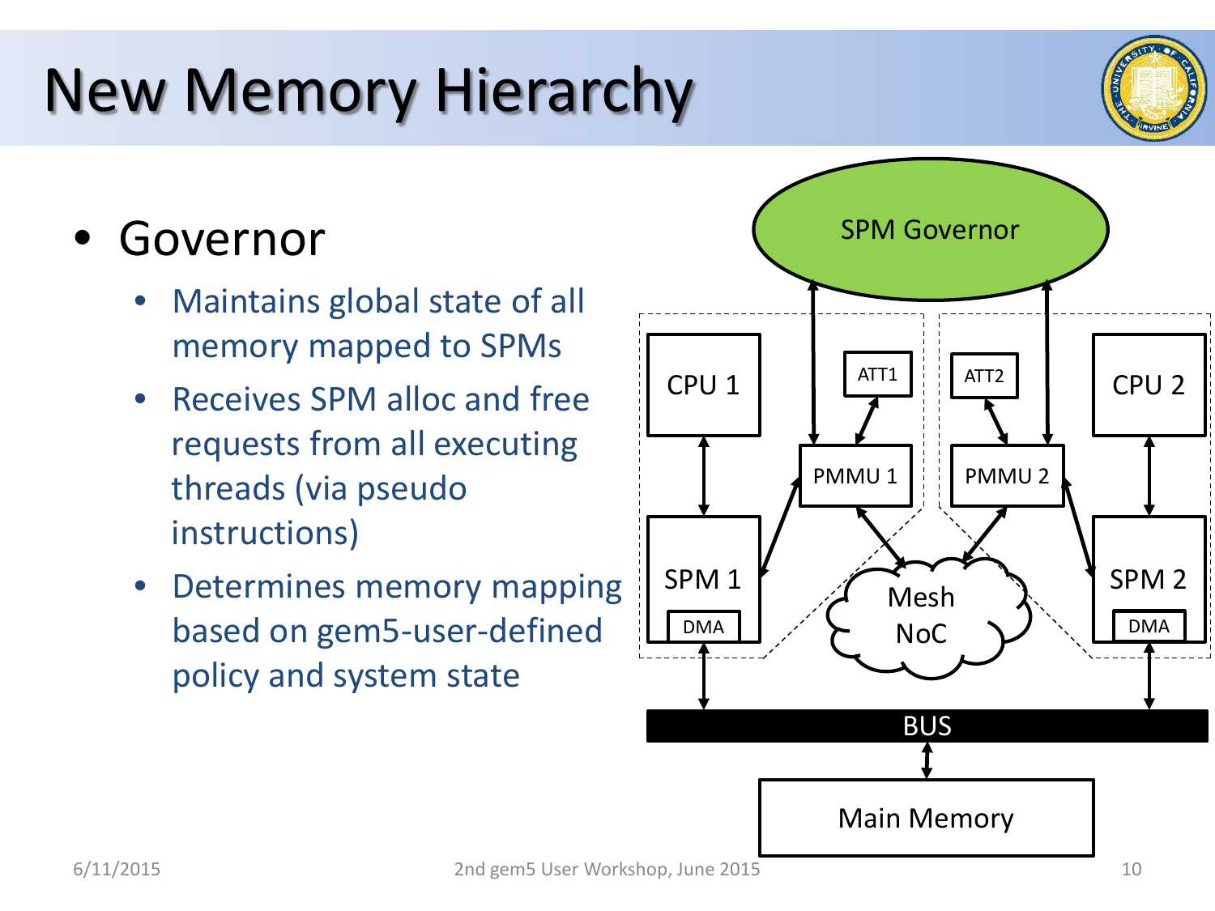# New Memory Hierarchy

- Governor
  - Maintains global state of all memory mapped to SPMs
  - Receives SPM alloc and free requests from all executing threads (via pseudo instructions)
  - Determines memory mapping based on gem5-user-defined policy and system state

SPM Governor

CPU 1 | ATT1 | ATT2 | CPU 2

PMMU 1 | PMMU 2

SPM 1 | Mesh NoC | SPM 2

DMA | DMA

BUS

Main Memory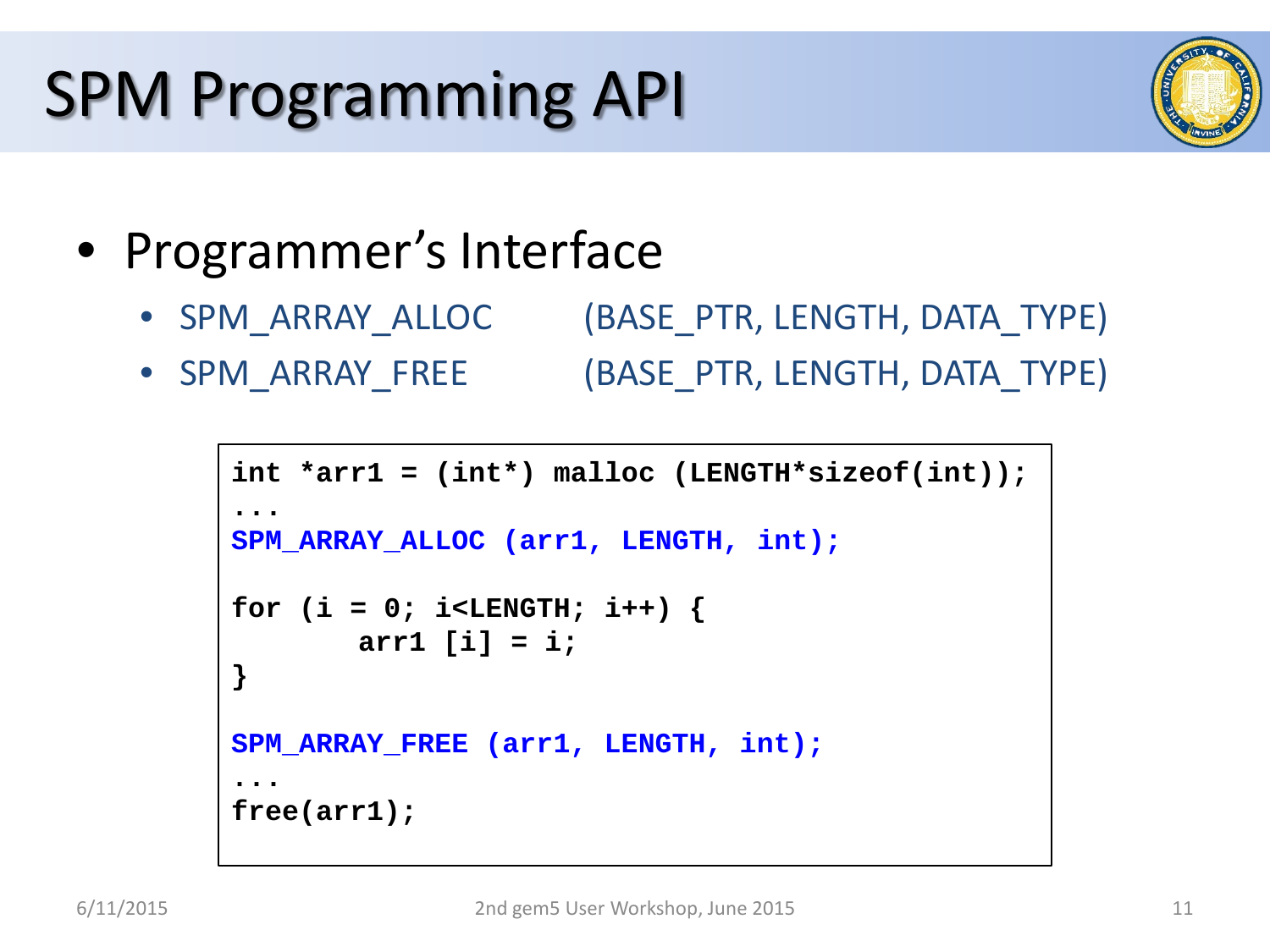# SPM Programming API

- Programmer's Interface
  - SPM_ARRAY_ALLOC (BASE_PTR, LENGTH, DATA_TYPE)
  - SPM_ARRAY_FREE (BASE_PTR, LENGTH, DATA_TYPE)

```
int *arr1 = (int*) malloc (LENGTH*sizeof(int));
...
SPM_ARRAY_ALLOC (arr1, LENGTH, int);

for (i = 0; i<LENGTH; i++) {
        arr1 [i] = i;
}

SPM_ARRAY_FREE (arr1, LENGTH, int);
...
free(arr1);
```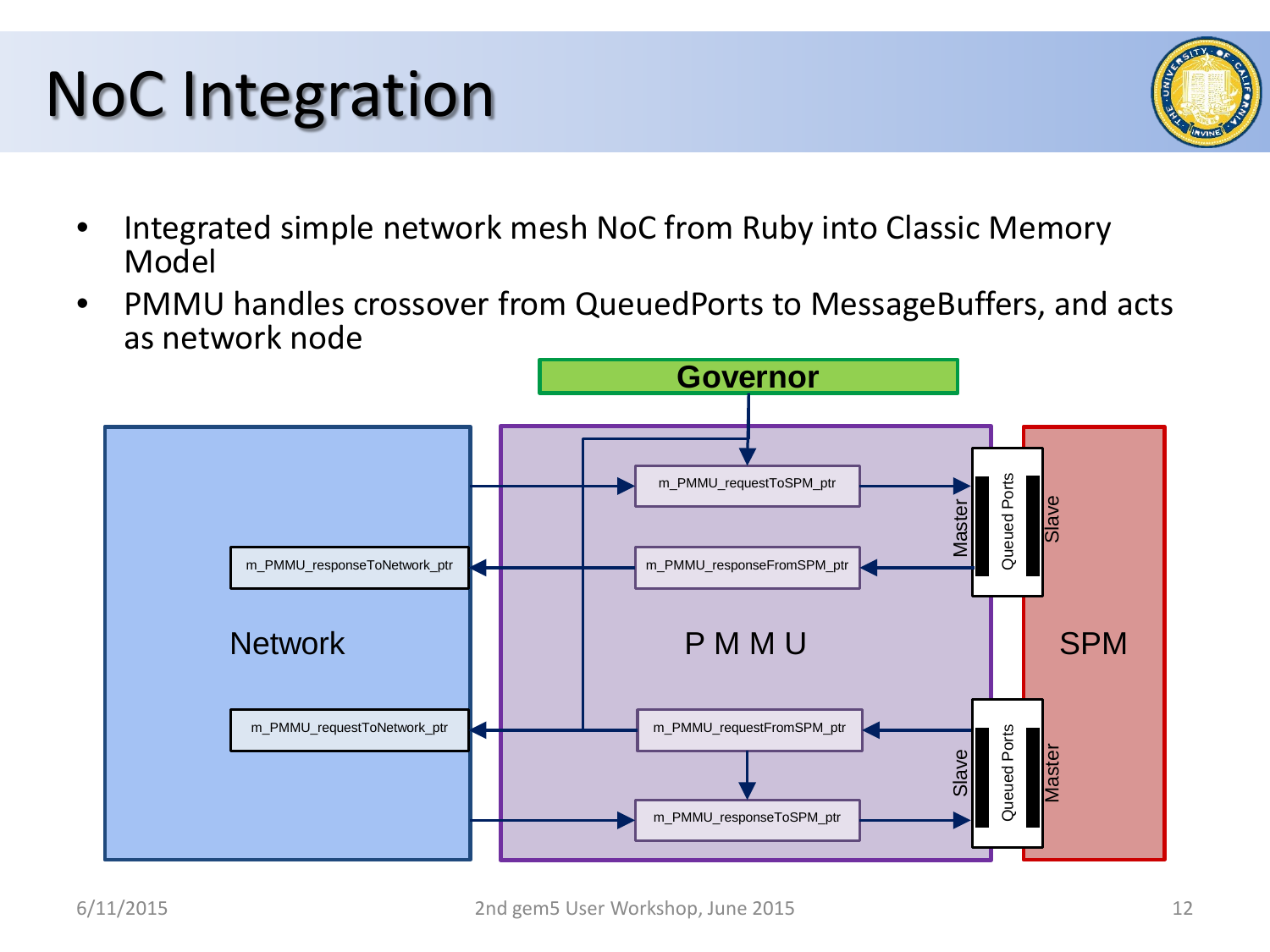# NoC Integration

- Integrated simple network mesh NoC from Ruby into Classic Memory Model
- PMMU handles crossover from QueuedPorts to MessageBuffers, and acts as network node

Governor

Network

m_PMMU_responseToNetwork_ptr

m_PMMU_requestToNetwork_ptr

P M M U

m_PMMU_requestToSPM_ptr

m_PMMU_responseFromSPM_ptr

m_PMMU_requestFromSPM_ptr

m_PMMU_responseToSPM_ptr

Master | Queued Ports | Slave

Slave | Queued Ports | Master

SPM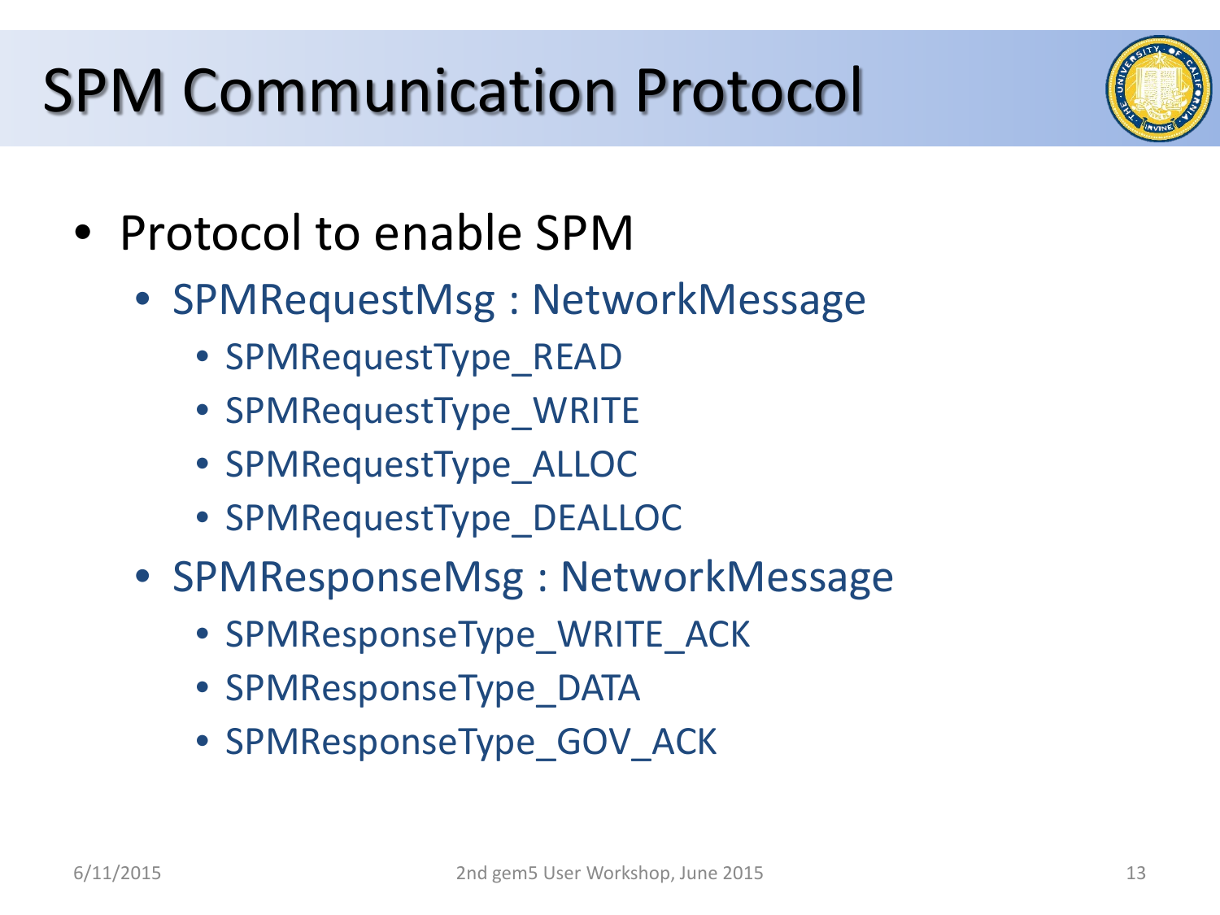# SPM Communication Protocol

- Protocol to enable SPM
  - SPMRequestMsg : NetworkMessage
    - SPMRequestType_READ
    - SPMRequestType_WRITE
    - SPMRequestType_ALLOC
    - SPMRequestType_DEALLOC
  - SPMResponseMsg : NetworkMessage
    - SPMResponseType_WRITE_ACK
    - SPMResponseType_DATA
    - SPMResponseType_GOV_ACK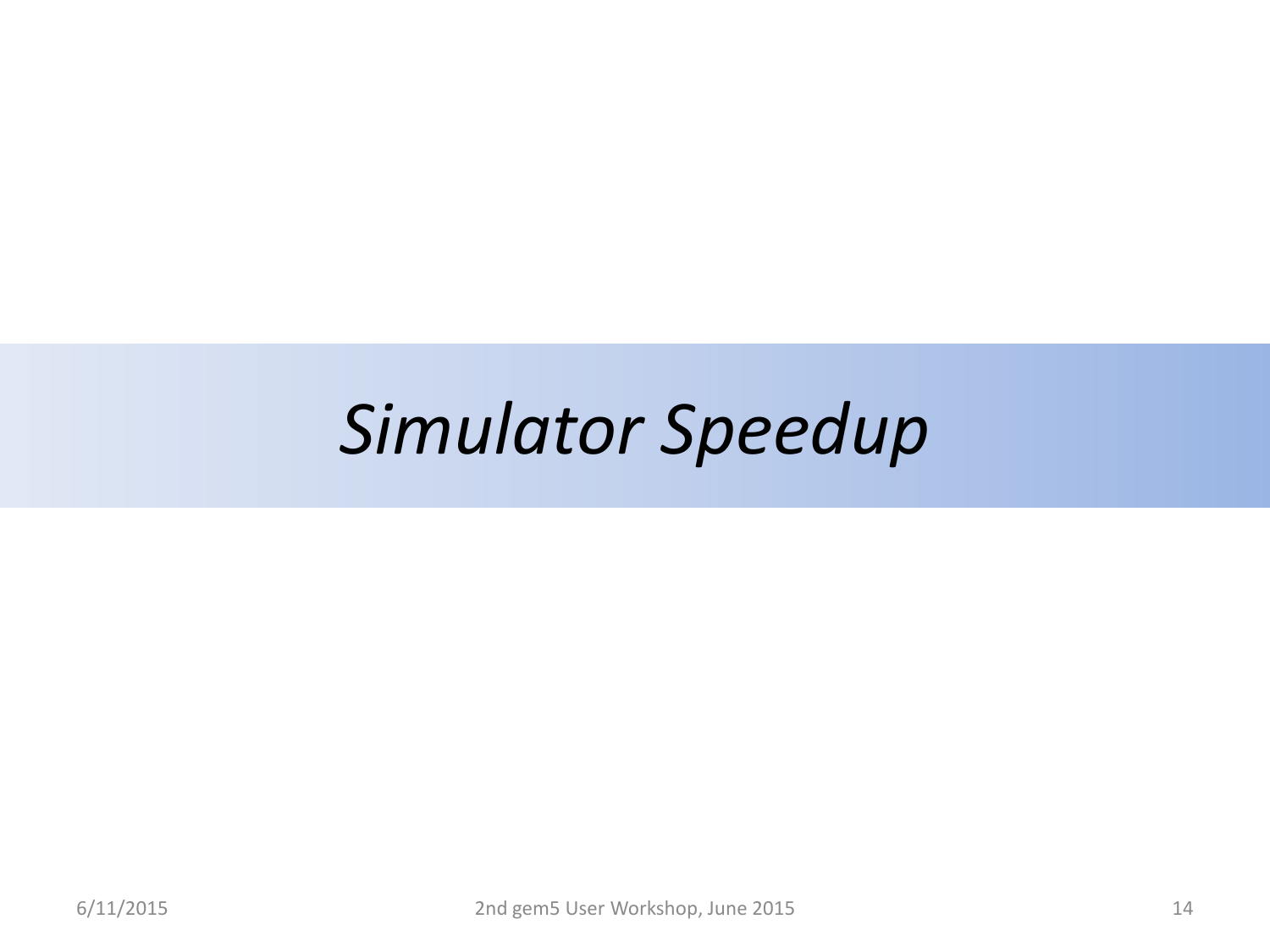# *Simulator Speedup*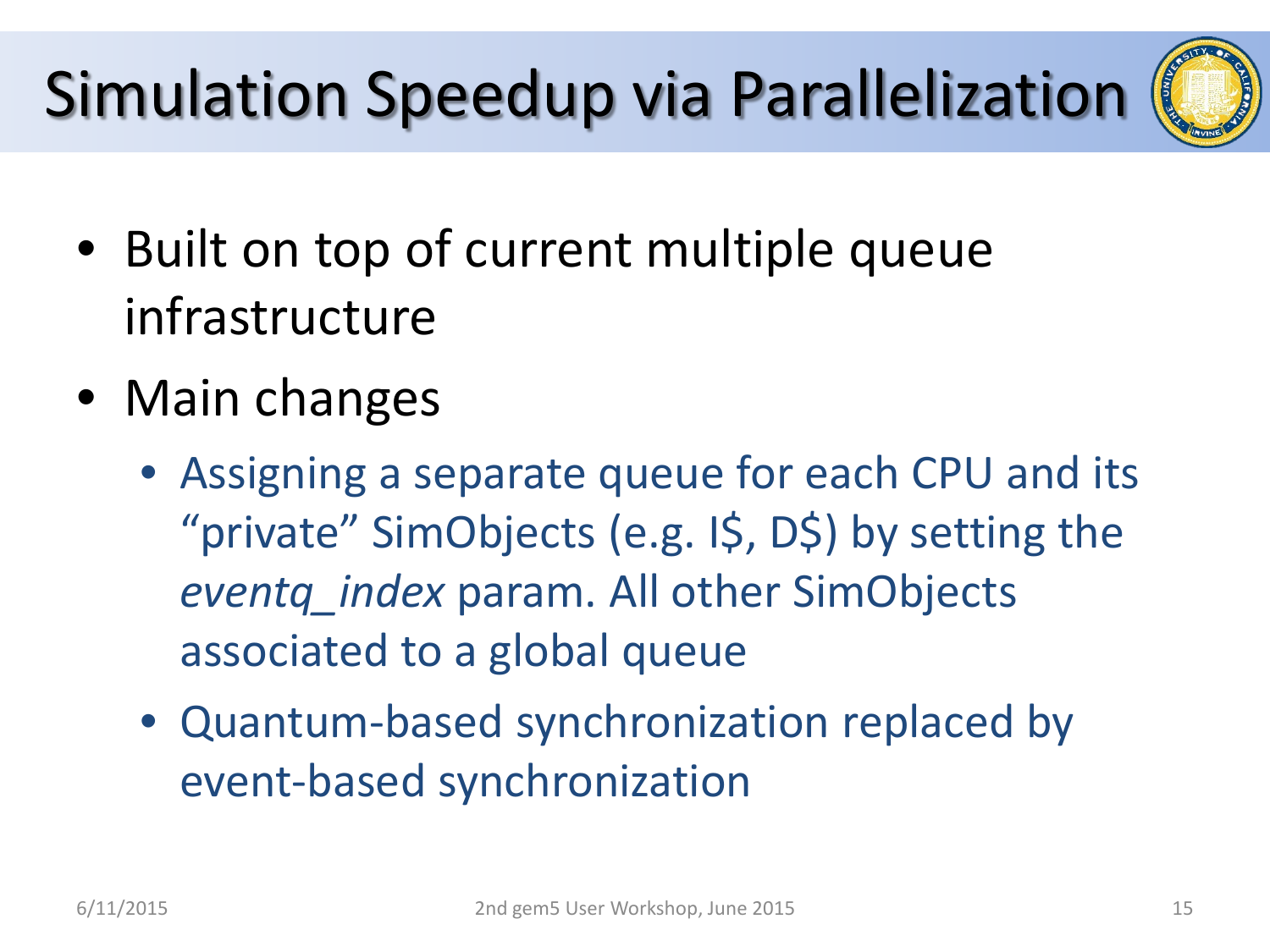# Simulation Speedup via Parallelization

- Built on top of current multiple queue infrastructure
- Main changes
  - Assigning a separate queue for each CPU and its "private" SimObjects (e.g. I$, D$) by setting the *eventq_index* param. All other SimObjects associated to a global queue
  - Quantum-based synchronization replaced by event-based synchronization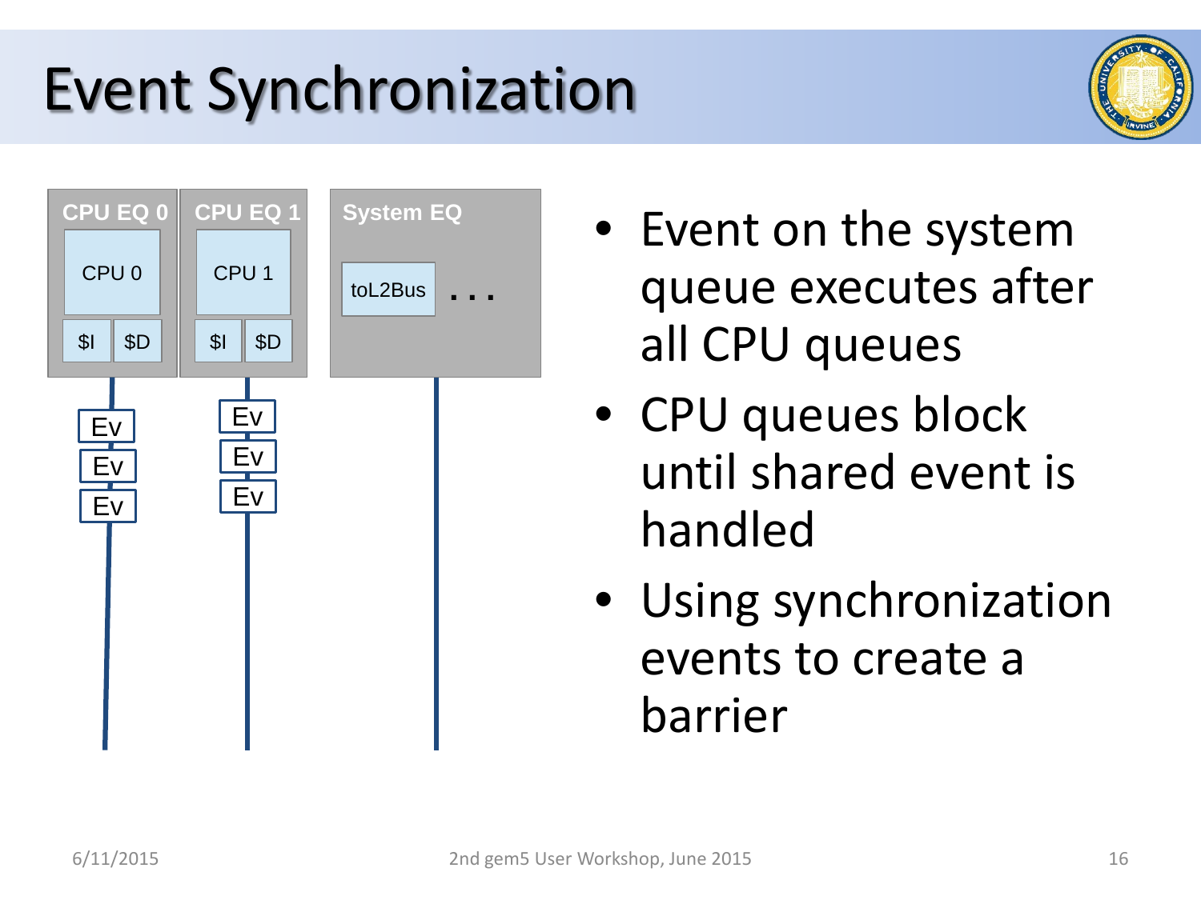# Event Synchronization

CPU EQ 0 | CPU EQ 1 | System EQ

CPU 0 | CPU 1 | toL2Bus . . .

$I $D | $I $D

Ev Ev Ev | Ev Ev Ev

- Event on the system queue executes after all CPU queues
- CPU queues block until shared event is handled
- Using synchronization events to create a barrier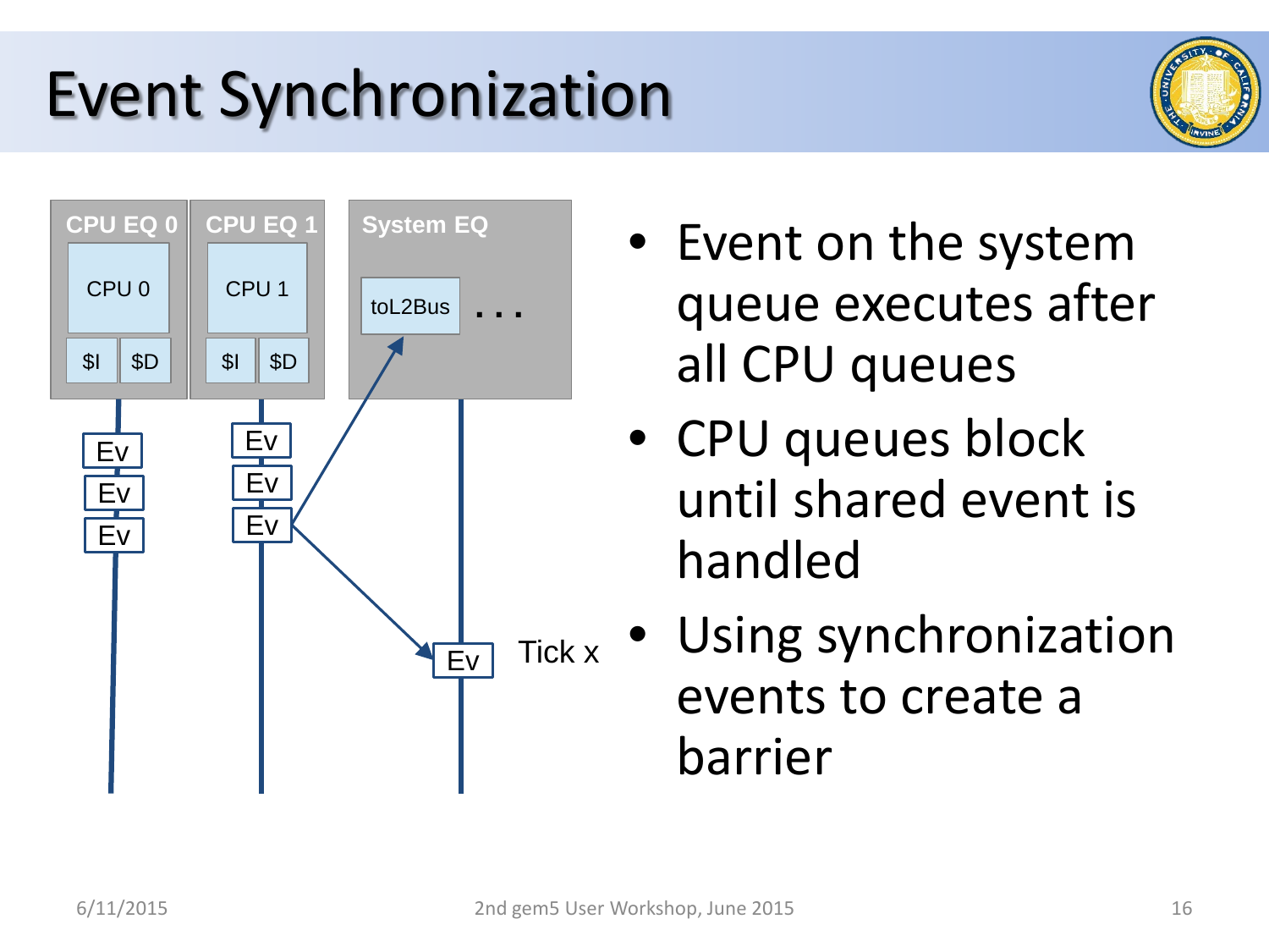# Event Synchronization

CPU EQ 0 | CPU EQ 1 | System EQ

CPU 0 | CPU 1 | toL2Bus . . .

$I $D | $I $D

Ev Ev Ev | Ev Ev Ev | Ev Tick x

- Event on the system queue executes after all CPU queues
- CPU queues block until shared event is handled
- Using synchronization events to create a barrier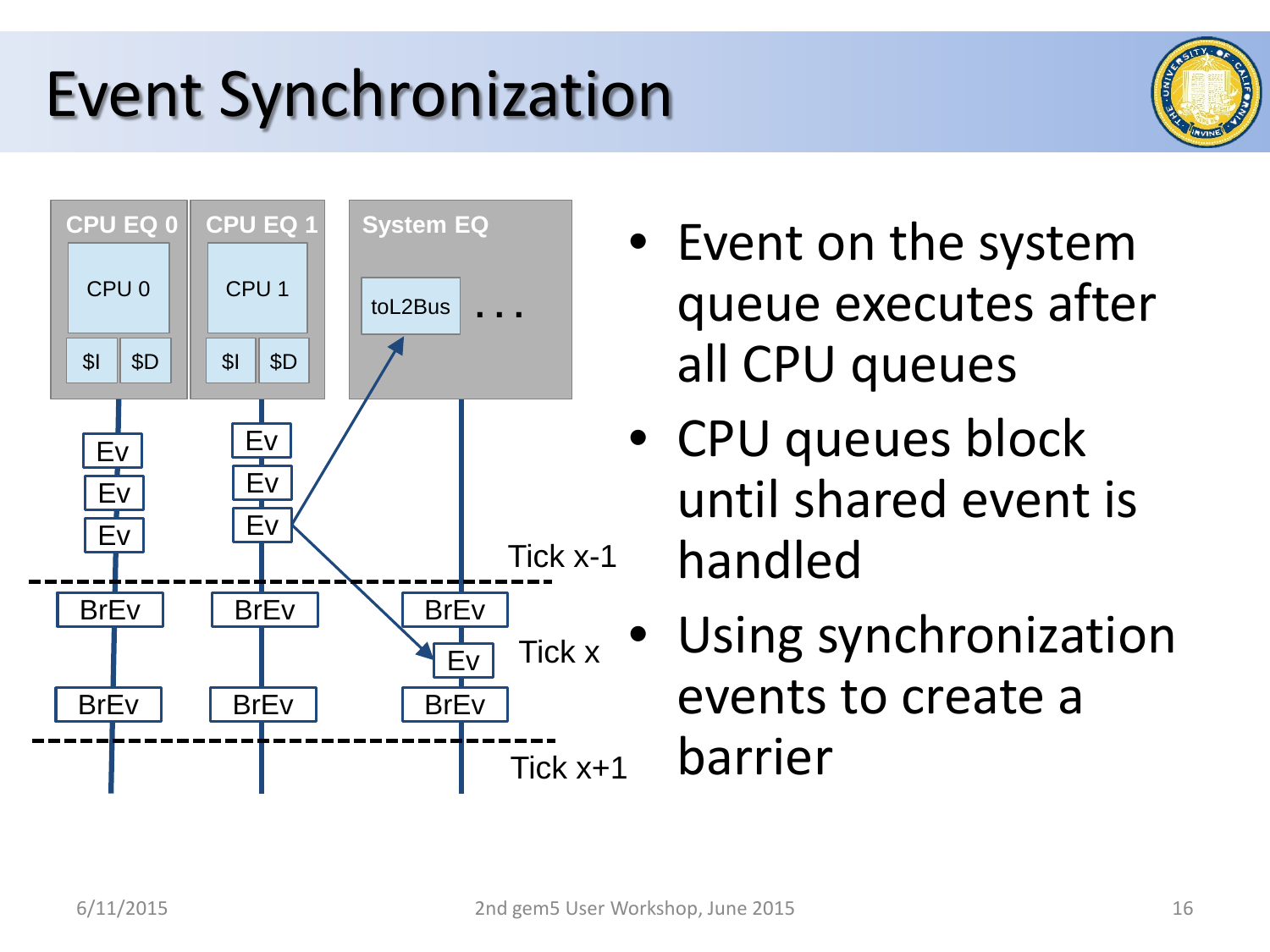# Event Synchronization

CPU EQ 0 | CPU EQ 1 | System EQ

CPU 0 | CPU 1 | toL2Bus . . .

$I $D | $I $D

Ev Ev Ev | Ev Ev Ev

Tick x-1

BrEv BrEv BrEv

Ev Tick x

BrEv BrEv BrEv

Tick x+1

- Event on the system queue executes after all CPU queues
- CPU queues block until shared event is handled
- Using synchronization events to create a barrier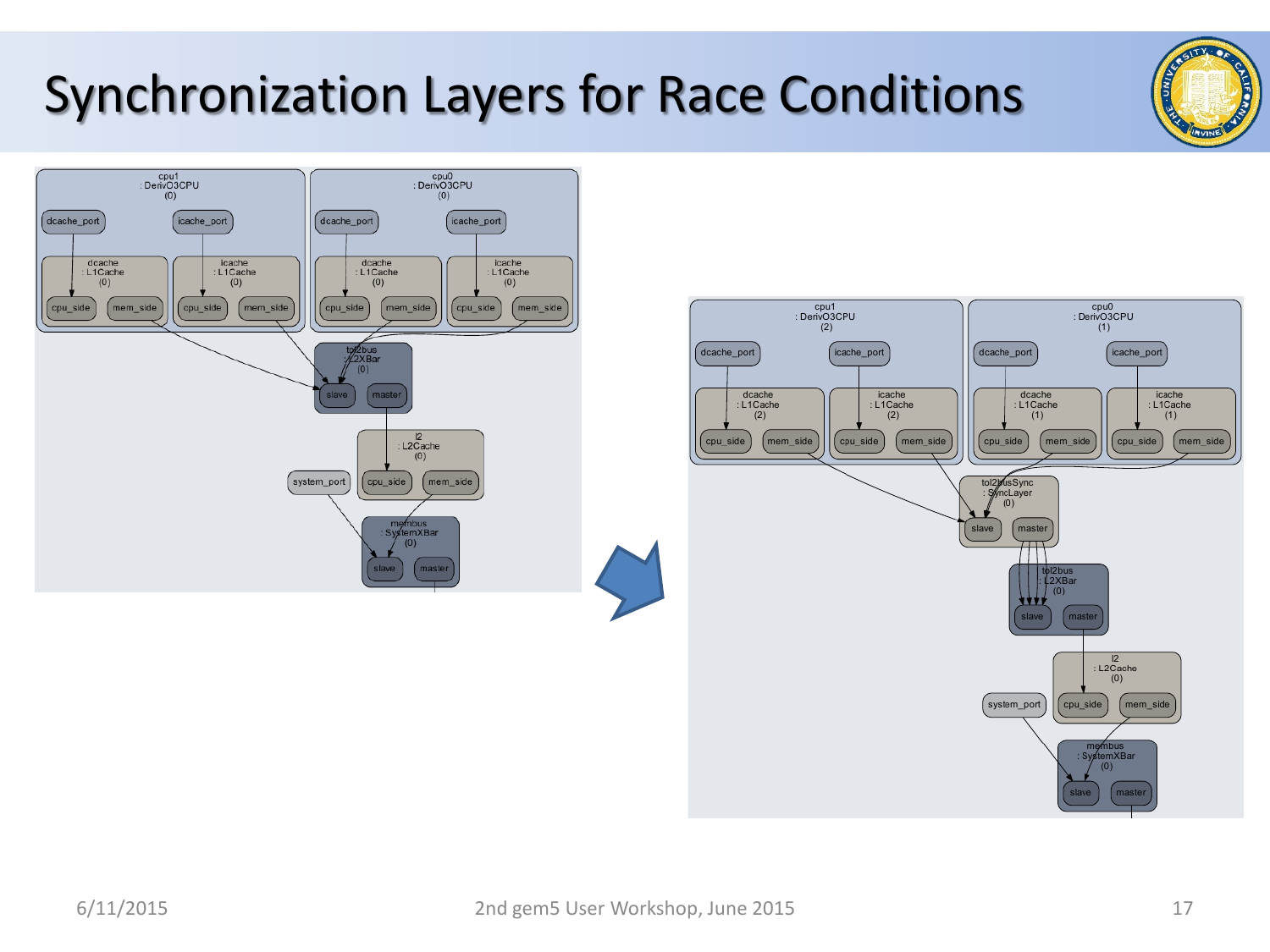# Synchronization Layers for Race Conditions

cpu1 : DerivO3CPU (0)

dcache_port | icache_port

dcache : L1Cache (0) — cpu_side | mem_side

icache : L1Cache (0) — cpu_side | mem_side

cpu0 : DerivO3CPU (0)

dcache_port | icache_port

dcache : L1Cache (0) — cpu_side | mem_side

icache : L1Cache (0) — cpu_side | mem_side

tol2bus : L2XBar (0) — slave | master

l2 : L2Cache (0) — cpu_side | mem_side

system_port

membus : SystemXBar (0) — slave | master

cpu1 : DerivO3CPU (2)

dcache_port | icache_port

dcache : L1Cache (2) — cpu_side | mem_side

icache : L1Cache (2) — cpu_side | mem_side

cpu0 : DerivO3CPU (1)

dcache_port | icache_port

dcache : L1Cache (1) — cpu_side | mem_side

icache : L1Cache (1) — cpu_side | mem_side

tol2busSync : SyncLayer (0) — slave | master

tol2bus : L2XBar (0) — slave | master

l2 : L2Cache (0) — cpu_side | mem_side

system_port

membus : SystemXBar (0) — slave | master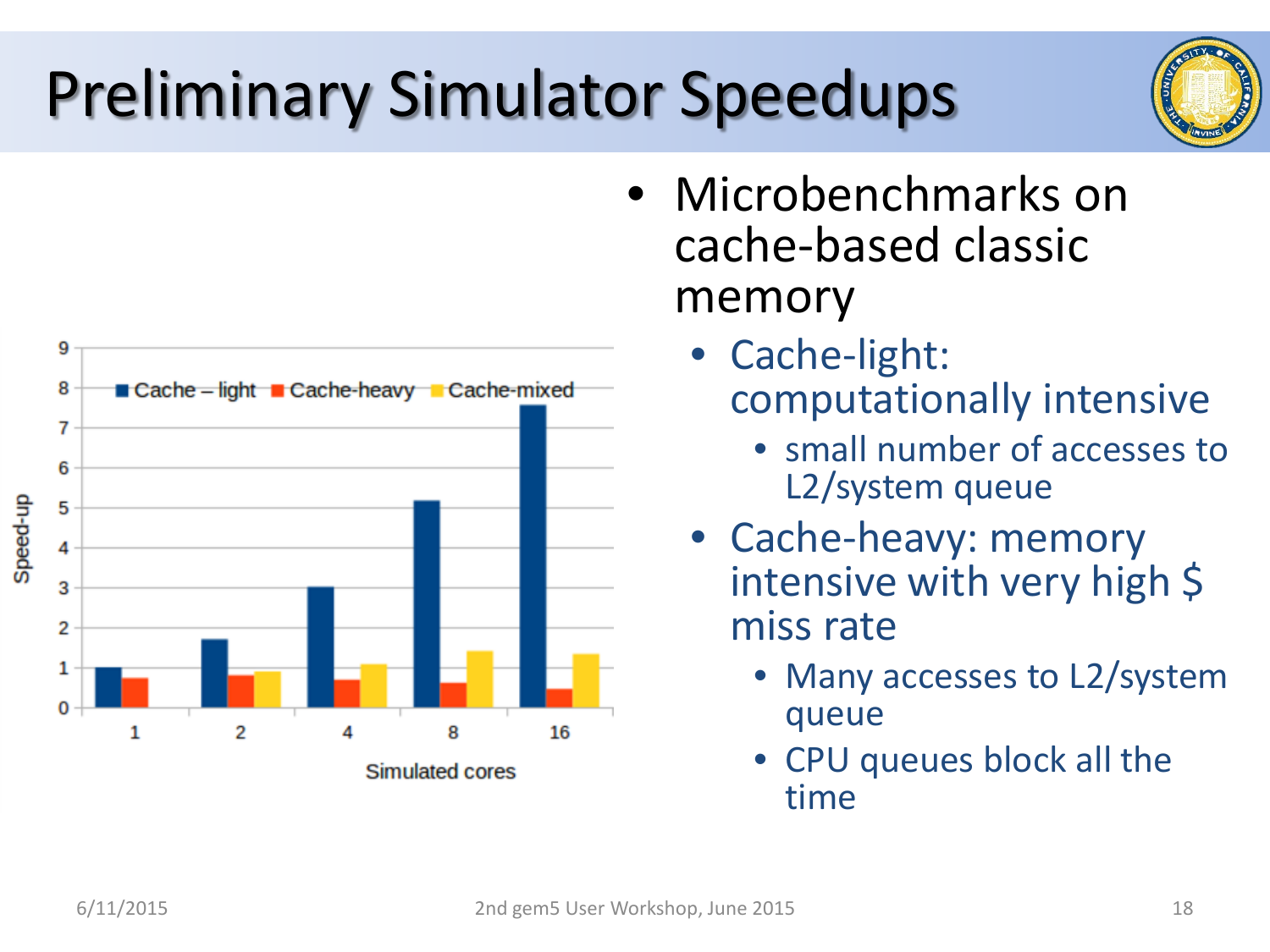# Preliminary Simulator Speedups

- Microbenchmarks on cache-based classic memory
  - Cache-light: computationally intensive
    - small number of accesses to L2/system queue
  - Cache-heavy: memory intensive with very high $ miss rate
    - Many accesses to L2/system queue
    - CPU queues block all the time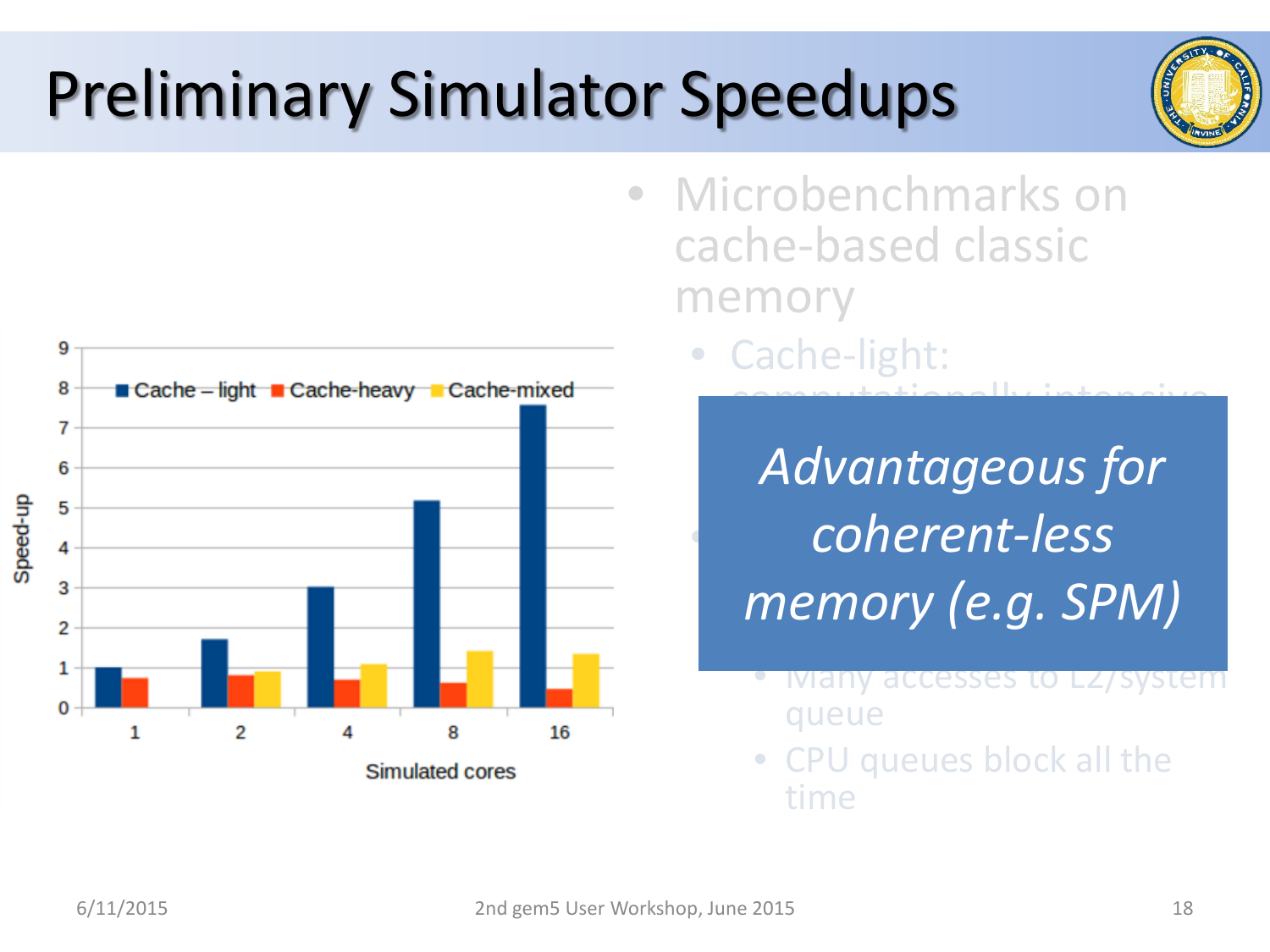# Preliminary Simulator Speedups

- Microbenchmarks on cache-based classic memory
  - Cache-light: computationally intensive
  - Many accesses to L2/system queue
  - CPU queues block all the time

*Advantageous for coherent-less memory (e.g. SPM)*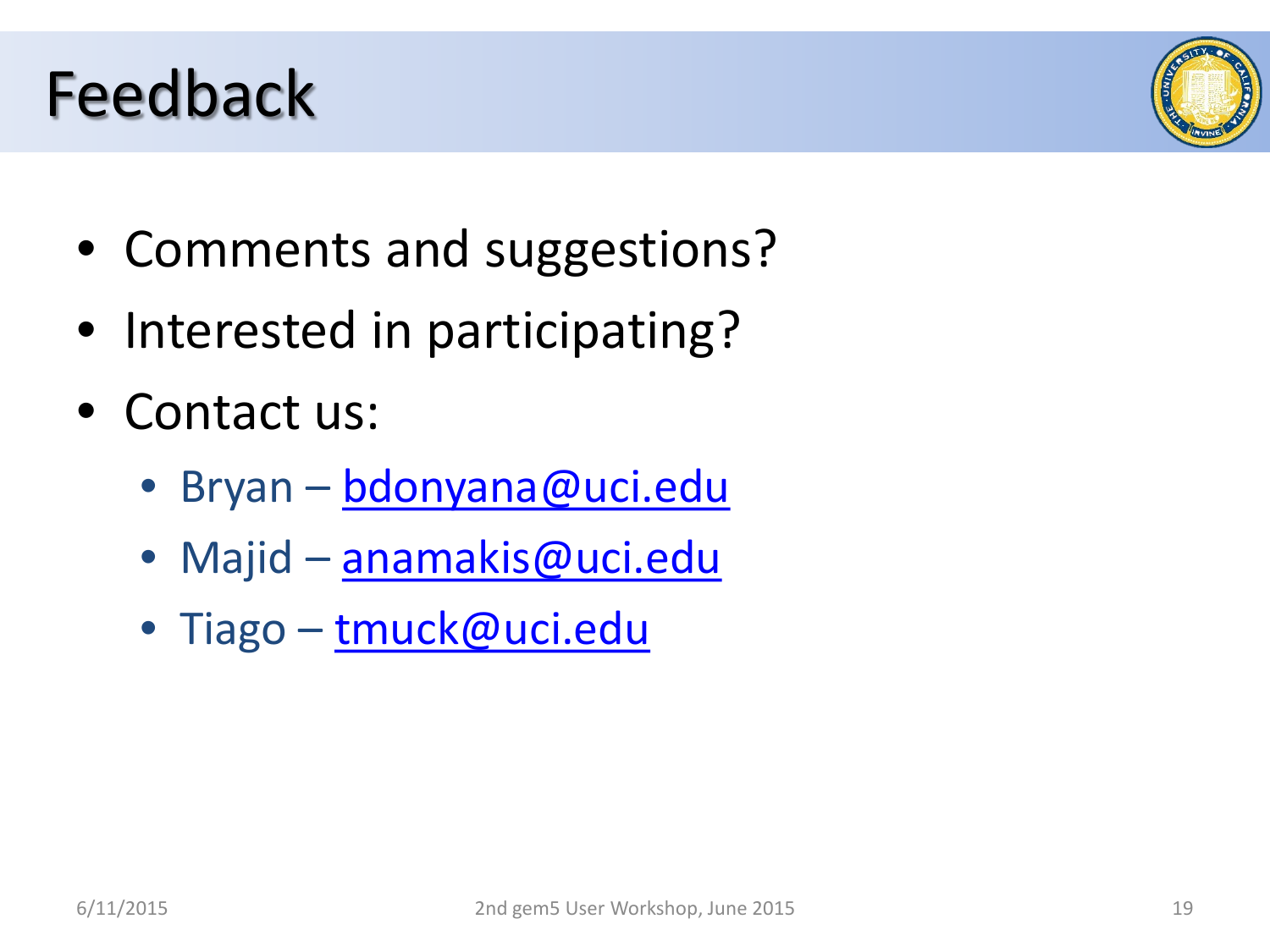# Feedback

- Comments and suggestions?
- Interested in participating?
- Contact us:
  - Bryan – bdonyana@uci.edu
  - Majid – anamakis@uci.edu
  - Tiago – tmuck@uci.edu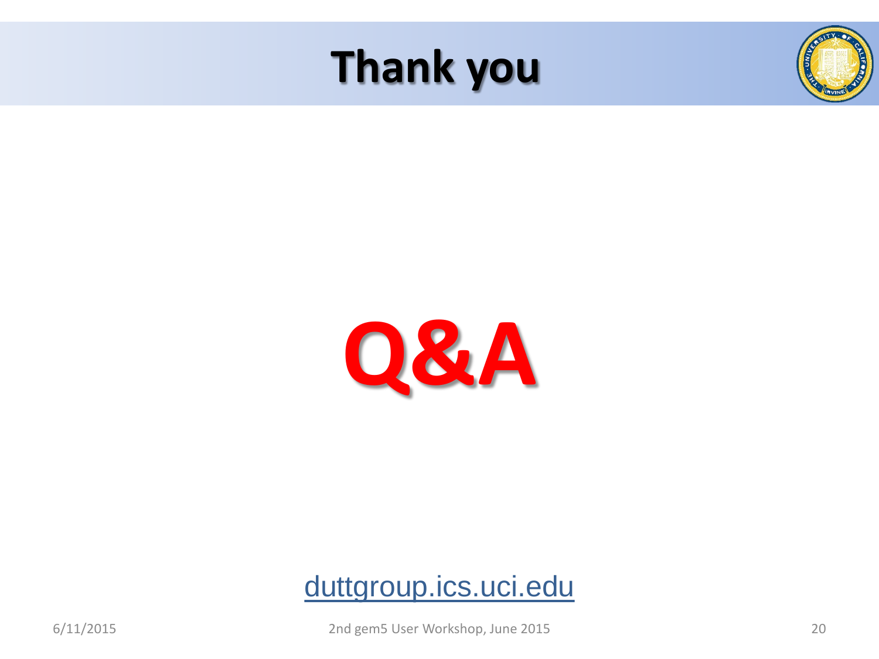# Thank you

# Q&A

duttgroup.ics.uci.edu